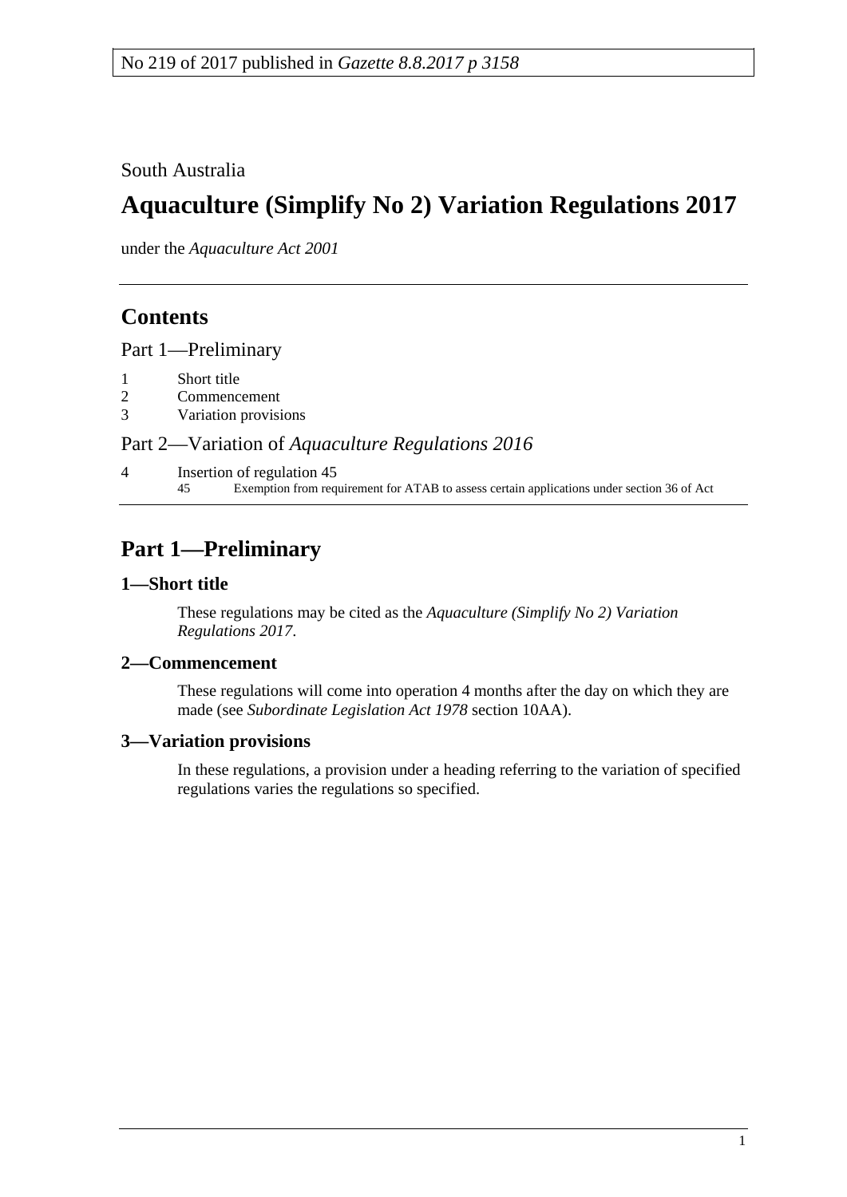No 219 of 2017 published in *Gazette 8.8.2017 p 3158*

South Australia

# Aquaculture (Simplify No 2) Variation Regulations 2017

under the *Aquaculture Act 2001*

## Contents

Part 1—Preliminary

1 Short title
2 Commencement
3 Variation provisions

Part 2—Variation of *Aquaculture Regulations 2016*

4 Insertion of regulation 45
 45 Exemption from requirement for ATAB to assess certain applications under section 36 of Act

## Part 1—Preliminary

### 1—Short title

These regulations may be cited as the *Aquaculture (Simplify No 2) Variation Regulations 2017*.

### 2—Commencement

These regulations will come into operation 4 months after the day on which they are made (see *Subordinate Legislation Act 1978* section 10AA).

### 3—Variation provisions

In these regulations, a provision under a heading referring to the variation of specified regulations varies the regulations so specified.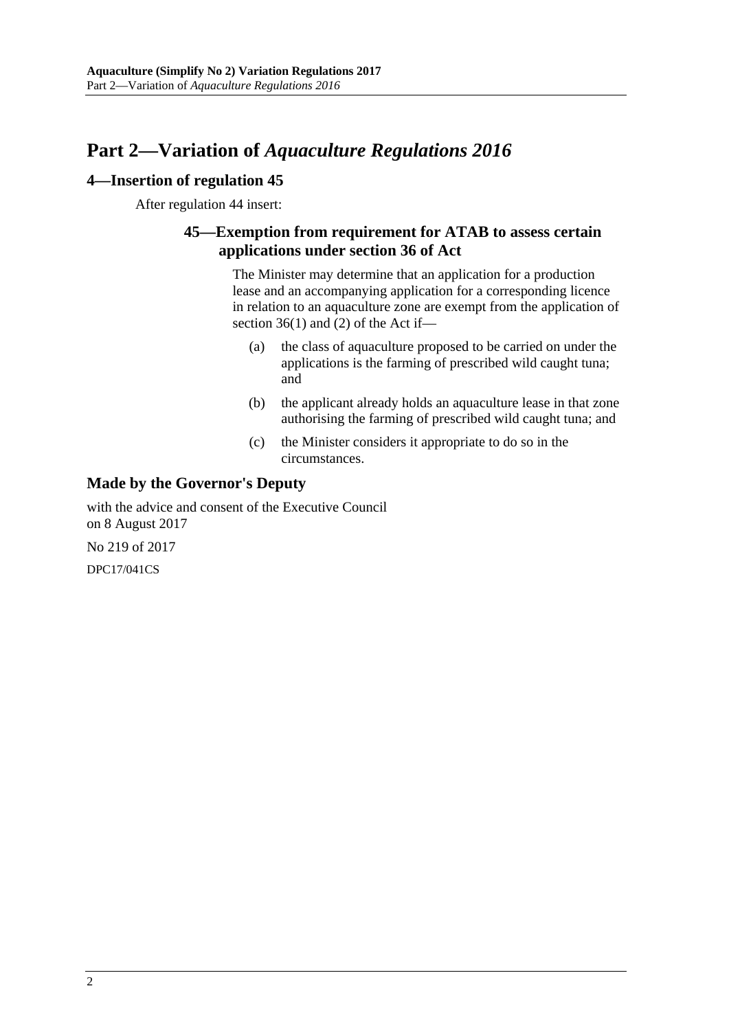# Part 2—Variation of *Aquaculture Regulations 2016*

## 4—Insertion of regulation 45

After regulation 44 insert:

### 45—Exemption from requirement for ATAB to assess certain applications under section 36 of Act

The Minister may determine that an application for a production lease and an accompanying application for a corresponding licence in relation to an aquaculture zone are exempt from the application of section 36(1) and (2) of the Act if—

(a) the class of aquaculture proposed to be carried on under the applications is the farming of prescribed wild caught tuna; and

(b) the applicant already holds an aquaculture lease in that zone authorising the farming of prescribed wild caught tuna; and

(c) the Minister considers it appropriate to do so in the circumstances.

## Made by the Governor's Deputy

with the advice and consent of the Executive Council on 8 August 2017

No 219 of 2017

DPC17/041CS